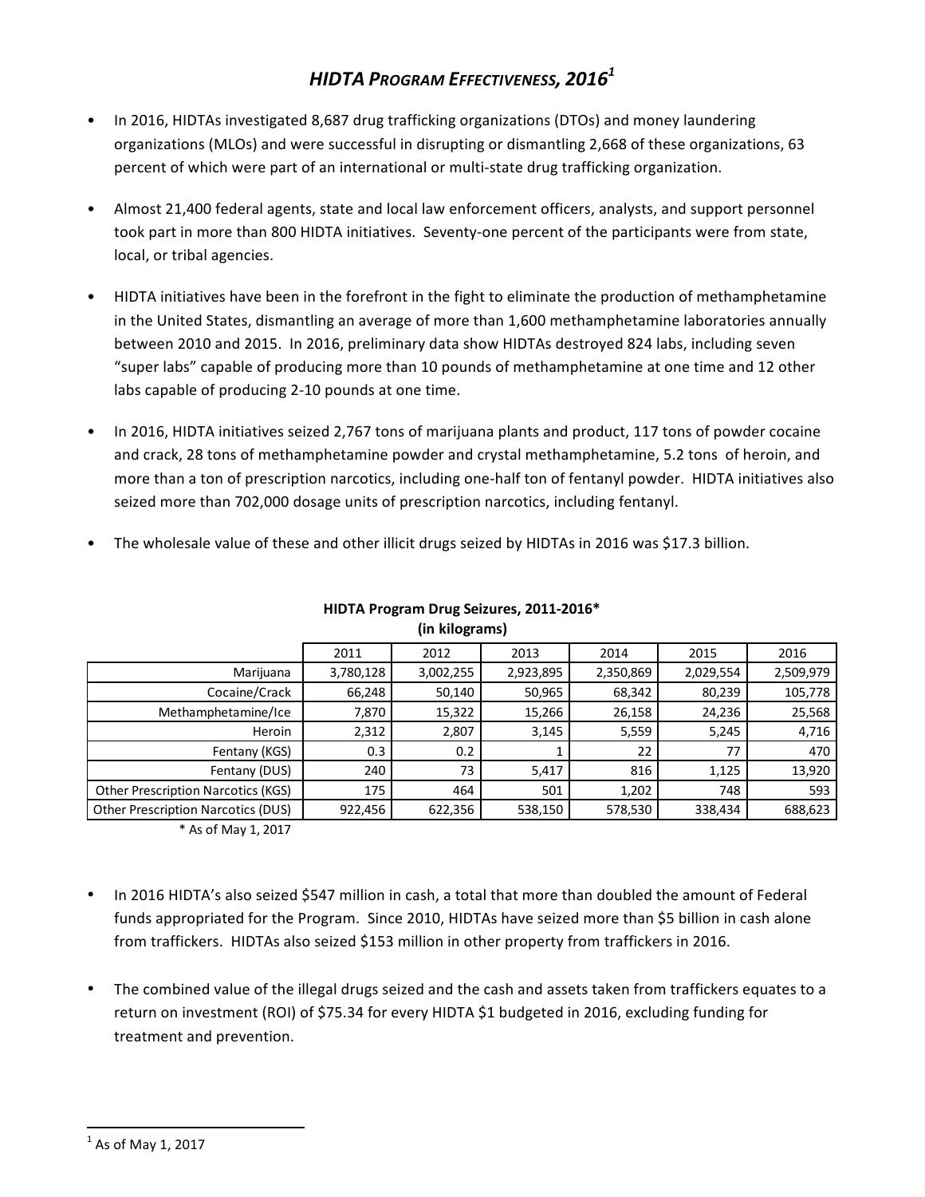# *HIDTA PROGRAM EFFECTIVENESS, 2016*[1]

- In 2016, HIDTAs investigated 8,687 drug trafficking organizations (DTOs) and money laundering organizations (MLOs) and were successful in disrupting or dismantling 2,668 of these organizations, 63 percent of which were part of an international or multi-state drug trafficking organization.

- Almost 21,400 federal agents, state and local law enforcement officers, analysts, and support personnel took part in more than 800 HIDTA initiatives. Seventy-one percent of the participants were from state, local, or tribal agencies.

- HIDTA initiatives have been in the forefront in the fight to eliminate the production of methamphetamine in the United States, dismantling an average of more than 1,600 methamphetamine laboratories annually between 2010 and 2015. In 2016, preliminary data show HIDTAs destroyed 824 labs, including seven "super labs" capable of producing more than 10 pounds of methamphetamine at one time and 12 other labs capable of producing 2-10 pounds at one time.

- In 2016, HIDTA initiatives seized 2,767 tons of marijuana plants and product, 117 tons of powder cocaine and crack, 28 tons of methamphetamine powder and crystal methamphetamine, 5.2 tons of heroin, and more than a ton of prescription narcotics, including one-half ton of fentanyl powder. HIDTA initiatives also seized more than 702,000 dosage units of prescription narcotics, including fentanyl.

- The wholesale value of these and other illicit drugs seized by HIDTAs in 2016 was $17.3 billion.

**HIDTA Program Drug Seizures, 2011-2016\***
**(in kilograms)**

| | 2011 | 2012 | 2013 | 2014 | 2015 | 2016 |
|---|---|---|---|---|---|---|
| Marijuana | 3,780,128 | 3,002,255 | 2,923,895 | 2,350,869 | 2,029,554 | 2,509,979 |
| Cocaine/Crack | 66,248 | 50,140 | 50,965 | 68,342 | 80,239 | 105,778 |
| Methamphetamine/Ice | 7,870 | 15,322 | 15,266 | 26,158 | 24,236 | 25,568 |
| Heroin | 2,312 | 2,807 | 3,145 | 5,559 | 5,245 | 4,716 |
| Fentany (KGS) | 0.3 | 0.2 | 1 | 22 | 77 | 470 |
| Fentany (DUS) | 240 | 73 | 5,417 | 816 | 1,125 | 13,920 |
| Other Prescription Narcotics (KGS) | 175 | 464 | 501 | 1,202 | 748 | 593 |
| Other Prescription Narcotics (DUS) | 922,456 | 622,356 | 538,150 | 578,530 | 338,434 | 688,623 |

\* As of May 1, 2017

- In 2016 HIDTA's also seized $547 million in cash, a total that more than doubled the amount of Federal funds appropriated for the Program. Since 2010, HIDTAs have seized more than $5 billion in cash alone from traffickers. HIDTAs also seized $153 million in other property from traffickers in 2016.

- The combined value of the illegal drugs seized and the cash and assets taken from traffickers equates to a return on investment (ROI) of $75.34 for every HIDTA $1 budgeted in 2016, excluding funding for treatment and prevention.

[1] As of May 1, 2017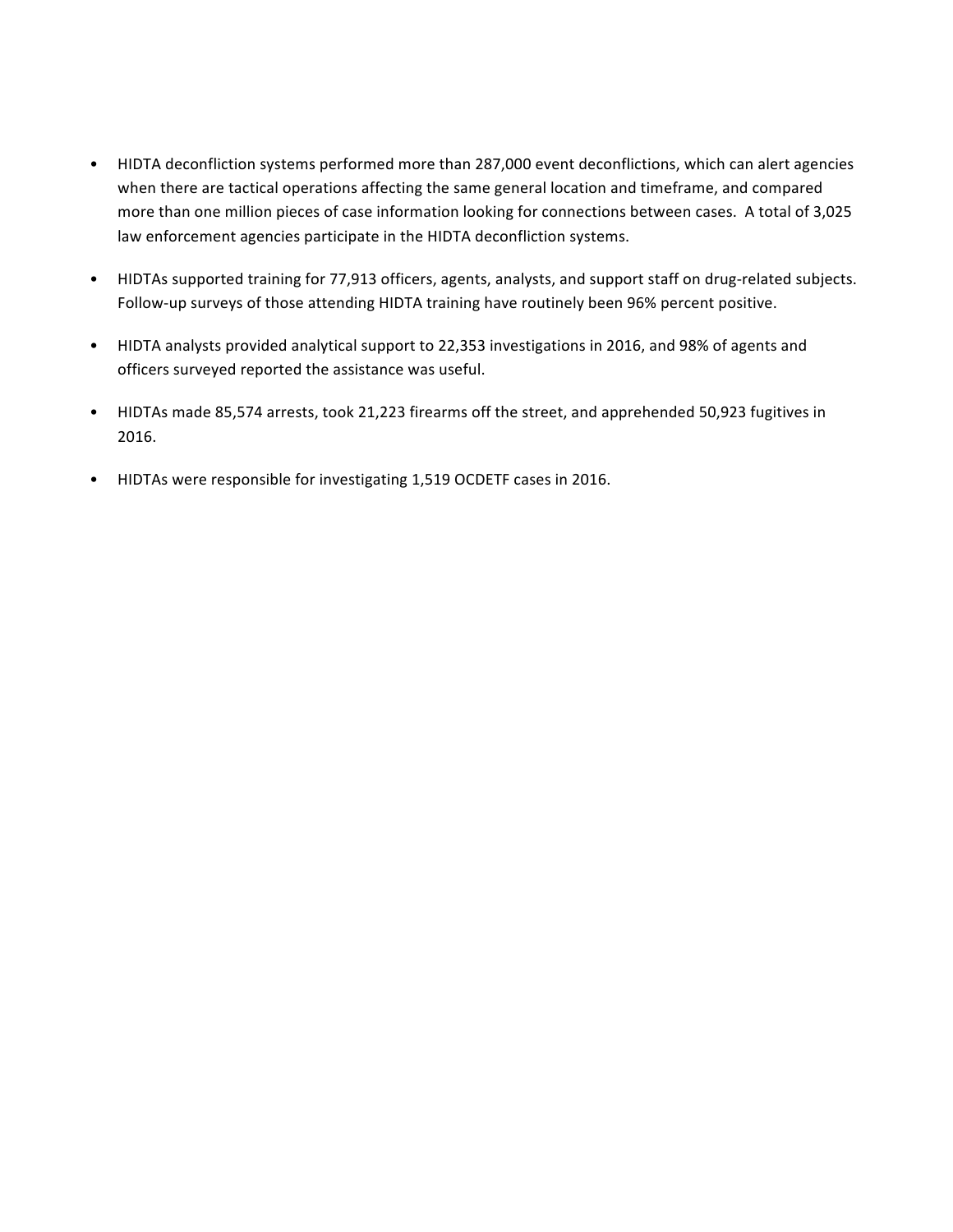- HIDTA deconfliction systems performed more than 287,000 event deconflictions, which can alert agencies when there are tactical operations affecting the same general location and timeframe, and compared more than one million pieces of case information looking for connections between cases. A total of 3,025 law enforcement agencies participate in the HIDTA deconfliction systems.

- HIDTAs supported training for 77,913 officers, agents, analysts, and support staff on drug-related subjects. Follow-up surveys of those attending HIDTA training have routinely been 96% percent positive.

- HIDTA analysts provided analytical support to 22,353 investigations in 2016, and 98% of agents and officers surveyed reported the assistance was useful.

- HIDTAs made 85,574 arrests, took 21,223 firearms off the street, and apprehended 50,923 fugitives in 2016.

- HIDTAs were responsible for investigating 1,519 OCDETF cases in 2016.